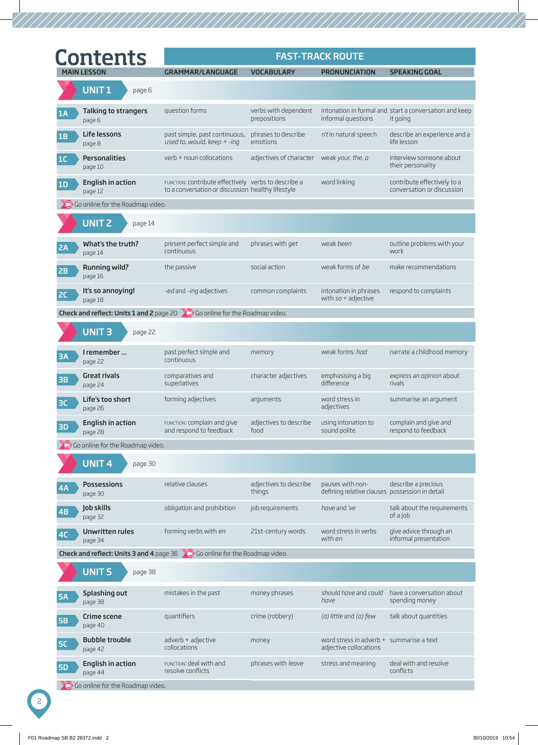# Contents

| MAIN LESSON | GRAMMAR/LANGUAGE | VOCABULARY | PRONUNCIATION | SPEAKING GOAL |
|---|---|---|---|---|
| | **FAST-TRACK ROUTE** | | | |
| **UNIT 1** page 6 | | | | |
| **1A Talking to strangers** page 6 | question forms | verbs with dependent prepositions | intonation in formal and informal questions | start a conversation and keep it going |
| **1B Life lessons** page 8 | past simple, past continuous, *used to, would, keep* + *-ing* | phrases to describe emotions | *n't* in natural speech | describe an experience and a life lesson |
| **1C Personalities** page 10 | verb + noun collocations | adjectives of character | weak *your, the, a* | interview someone about their personality |
| **1D English in action** page 12 | FUNCTION: contribute effectively to a conversation or discussion | verbs to describe a healthy lifestyle | word linking | contribute effectively to a conversation or discussion |
| Go online for the Roadmap video. | | | | |
| **UNIT 2** page 14 | | | | |
| **2A What's the truth?** page 14 | present perfect simple and continuous | phrases with *get* | weak *been* | outline problems with your work |
| **2B Running wild?** page 16 | the passive | social action | weak forms of *be* | make recommendations |
| **2C It's so annoying!** page 18 | *-ed* and *-ing* adjectives | common complaints | intonation in phrases with *so* + adjective | respond to complaints |
| **Check and reflect: Units 1 and 2** page 20 Go online for the Roadmap video. | | | | |
| **UNIT 3** page 22 | | | | |
| **3A I remember ...** page 22 | past perfect simple and continuous | memory | weak forms: *had* | narrate a childhood memory |
| **3B Great rivals** page 24 | comparatives and superlatives | character adjectives | emphasising a big difference | express an opinion about rivals |
| **3C Life's too short** page 26 | forming adjectives | arguments | word stress in adjectives | summarise an argument |
| **3D English in action** page 28 | FUNCTION: complain and give and respond to feedback | adjectives to describe food | using intonation to sound polite | complain and give and respond to feedback |
| Go online for the Roadmap video. | | | | |
| **UNIT 4** page 30 | | | | |
| **4A Possessions** page 30 | relative clauses | adjectives to describe things | pauses with non-defining relative clauses | describe a precious possession in detail |
| **4B Job skills** page 32 | obligation and prohibition | job requirements | *have* and *'ve* | talk about the requirements of a job |
| **4C Unwritten rules** page 34 | forming verbs with *en* | 21st-century words | word stress in verbs with *en* | give advice through an informal presentation |
| **Check and reflect: Units 3 and 4** page 36 Go online for the Roadmap video. | | | | |
| **UNIT 5** page 38 | | | | |
| **5A Splashing out** page 38 | mistakes in the past | money phrases | *should have* and *could have* | have a conversation about spending money |
| **5B Crime scene** page 40 | quantifiers | crime (robbery) | *(a) little* and *(a) few* | talk about quantities |
| **5C Bubble trouble** page 42 | adverb + adjective collocations | money | word stress in adverb + adjective collocations | summarise a text |
| **5D English in action** page 44 | FUNCTION: deal with and resolve conflicts | phrases with *leave* | stress and meaning | deal with and resolve conflicts |
| Go online for the Roadmap video. | | | | |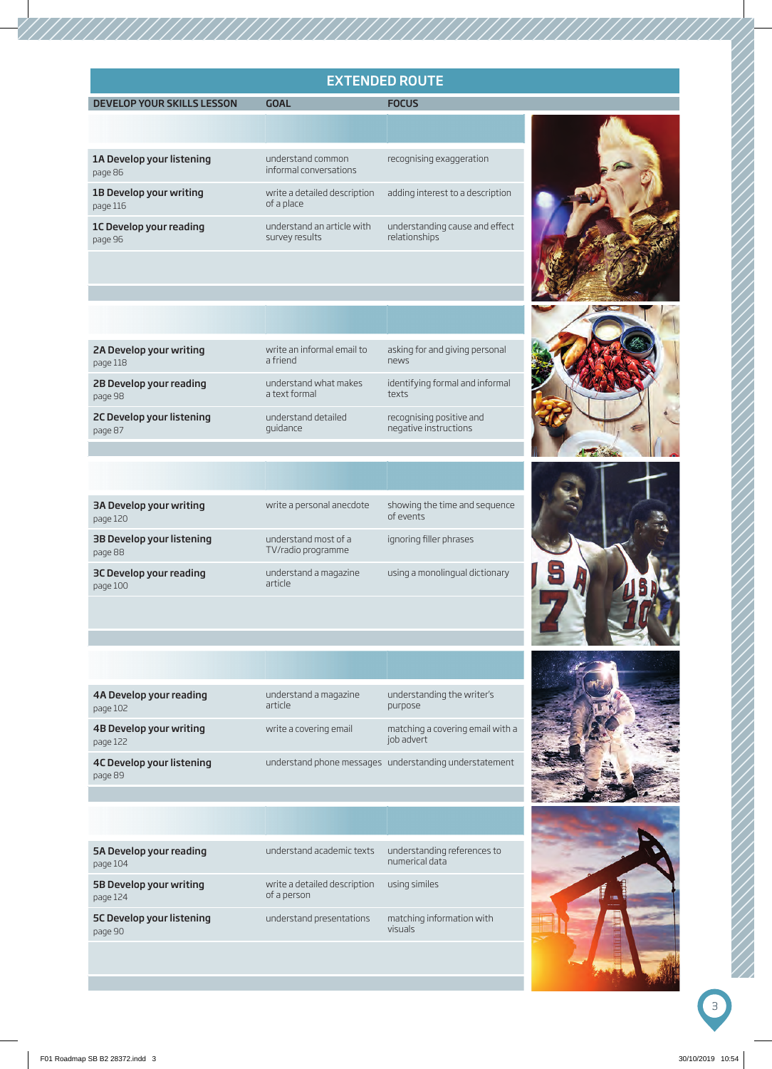## EXTENDED ROUTE

| DEVELOP YOUR SKILLS LESSON | GOAL | FOCUS |
|---|---|---|
| **1A Develop your listening** page 86 | understand common informal conversations | recognising exaggeration |
| **1B Develop your writing** page 116 | write a detailed description of a place | adding interest to a description |
| **1C Develop your reading** page 96 | understand an article with survey results | understanding cause and effect relationships |
| **2A Develop your writing** page 118 | write an informal email to a friend | asking for and giving personal news |
| **2B Develop your reading** page 98 | understand what makes a text formal | identifying formal and informal texts |
| **2C Develop your listening** page 87 | understand detailed guidance | recognising positive and negative instructions |
| **3A Develop your writing** page 120 | write a personal anecdote | showing the time and sequence of events |
| **3B Develop your listening** page 88 | understand most of a TV/radio programme | ignoring filler phrases |
| **3C Develop your reading** page 100 | understand a magazine article | using a monolingual dictionary |
| **4A Develop your reading** page 102 | understand a magazine article | understanding the writer's purpose |
| **4B Develop your writing** page 122 | write a covering email | matching a covering email with a job advert |
| **4C Develop your listening** page 89 | understand phone messages | understanding understatement |
| **5A Develop your reading** page 104 | understand academic texts | understanding references to numerical data |
| **5B Develop your writing** page 124 | write a detailed description of a person | using similes |
| **5C Develop your listening** page 90 | understand presentations | matching information with visuals |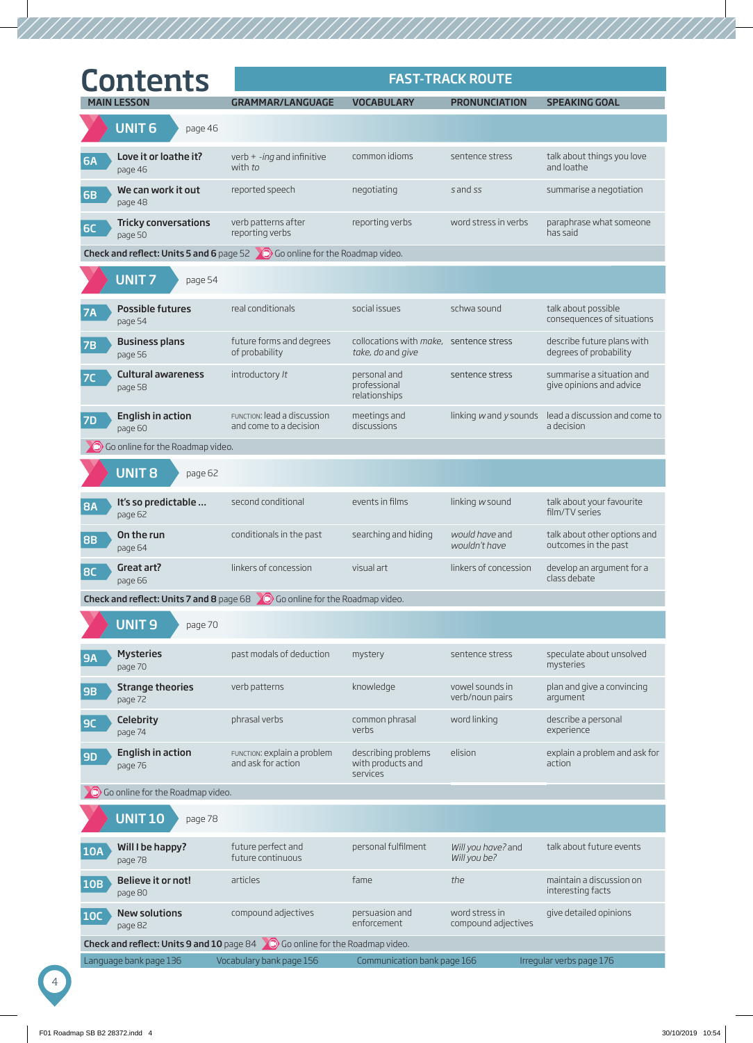# Contents

**FAST-TRACK ROUTE**

| MAIN LESSON | GRAMMAR/LANGUAGE | VOCABULARY | PRONUNCIATION | SPEAKING GOAL |
|---|---|---|---|---|
| **UNIT 6** page 46 | | | | |
| **6A** **Love it or loathe it?** page 46 | verb + *-ing* and infinitive with *to* | common idioms | sentence stress | talk about things you love and loathe |
| **6B** **We can work it out** page 48 | reported speech | negotiating | *s* and *ss* | summarise a negotiation |
| **6C** **Tricky conversations** page 50 | verb patterns after reporting verbs | reporting verbs | word stress in verbs | paraphrase what someone has said |
| **Check and reflect: Units 5 and 6** page 52 Go online for the Roadmap video. | | | | |
| **UNIT 7** page 54 | | | | |
| **7A** **Possible futures** page 54 | real conditionals | social issues | schwa sound | talk about possible consequences of situations |
| **7B** **Business plans** page 56 | future forms and degrees of probability | collocations with *make, take, do* and *give* | sentence stress | describe future plans with degrees of probability |
| **7C** **Cultural awareness** page 58 | introductory *It* | personal and professional relationships | sentence stress | summarise a situation and give opinions and advice |
| **7D** **English in action** page 60 | FUNCTION: lead a discussion and come to a decision | meetings and discussions | linking *w* and *y* sounds | lead a discussion and come to a decision |
| Go online for the Roadmap video. | | | | |
| **UNIT 8** page 62 | | | | |
| **8A** **It's so predictable ...** page 62 | second conditional | events in films | linking *w* sound | talk about your favourite film/TV series |
| **8B** **On the run** page 64 | conditionals in the past | searching and hiding | *would have* and *wouldn't have* | talk about other options and outcomes in the past |
| **8C** **Great art?** page 66 | linkers of concession | visual art | linkers of concession | develop an argument for a class debate |
| **Check and reflect: Units 7 and 8** page 68 Go online for the Roadmap video. | | | | |
| **UNIT 9** page 70 | | | | |
| **9A** **Mysteries** page 70 | past modals of deduction | mystery | sentence stress | speculate about unsolved mysteries |
| **9B** **Strange theories** page 72 | verb patterns | knowledge | vowel sounds in verb/noun pairs | plan and give a convincing argument |
| **9C** **Celebrity** page 74 | phrasal verbs | common phrasal verbs | word linking | describe a personal experience |
| **9D** **English in action** page 76 | FUNCTION: explain a problem and ask for action | describing problems with products and services | elision | explain a problem and ask for action |
| Go online for the Roadmap video. | | | | |
| **UNIT 10** page 78 | | | | |
| **10A** **Will I be happy?** page 78 | future perfect and future continuous | personal fulfilment | *Will you have?* and *Will you be?* | talk about future events |
| **10B** **Believe it or not!** page 80 | articles | fame | *the* | maintain a discussion on interesting facts |
| **10C** **New solutions** page 82 | compound adjectives | persuasion and enforcement | word stress in compound adjectives | give detailed opinions |
| **Check and reflect: Units 9 and 10** page 84 Go online for the Roadmap video. | | | | |

Language bank page 136 | Vocabulary bank page 156 | Communication bank page 166 | Irregular verbs page 176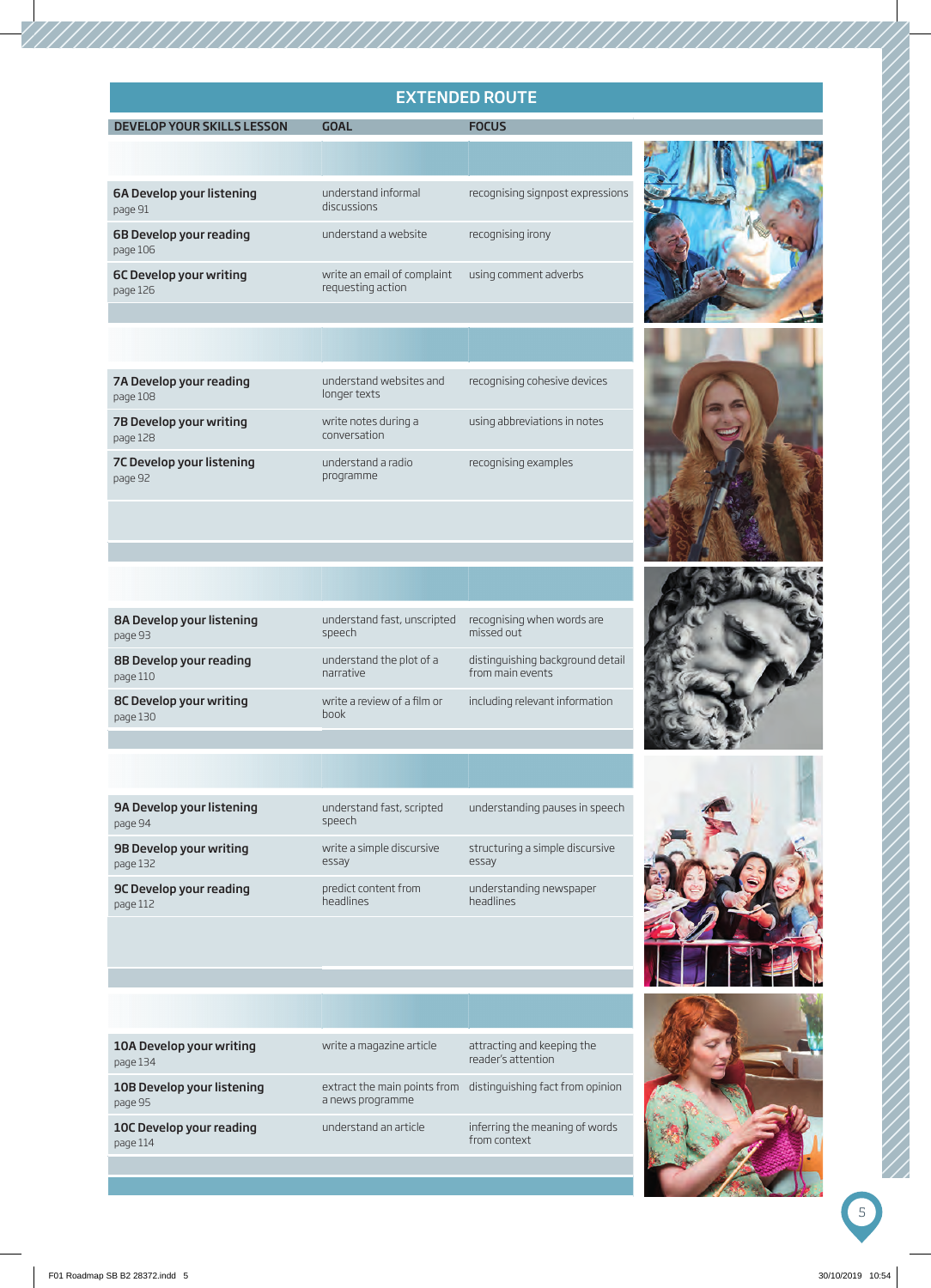## EXTENDED ROUTE

| DEVELOP YOUR SKILLS LESSON | GOAL | FOCUS |
|---|---|---|
| **6A Develop your listening** page 91 | understand informal discussions | recognising signpost expressions |
| **6B Develop your reading** page 106 | understand a website | recognising irony |
| **6C Develop your writing** page 126 | write an email of complaint requesting action | using comment adverbs |
| **7A Develop your reading** page 108 | understand websites and longer texts | recognising cohesive devices |
| **7B Develop your writing** page 128 | write notes during a conversation | using abbreviations in notes |
| **7C Develop your listening** page 92 | understand a radio programme | recognising examples |
| **8A Develop your listening** page 93 | understand fast, unscripted speech | recognising when words are missed out |
| **8B Develop your reading** page 110 | understand the plot of a narrative | distinguishing background detail from main events |
| **8C Develop your writing** page 130 | write a review of a film or book | including relevant information |
| **9A Develop your listening** page 94 | understand fast, scripted speech | understanding pauses in speech |
| **9B Develop your writing** page 132 | write a simple discursive essay | structuring a simple discursive essay |
| **9C Develop your reading** page 112 | predict content from headlines | understanding newspaper headlines |
| **10A Develop your writing** page 134 | write a magazine article | attracting and keeping the reader's attention |
| **10B Develop your listening** page 95 | extract the main points from a news programme | distinguishing fact from opinion |
| **10C Develop your reading** page 114 | understand an article | inferring the meaning of words from context |